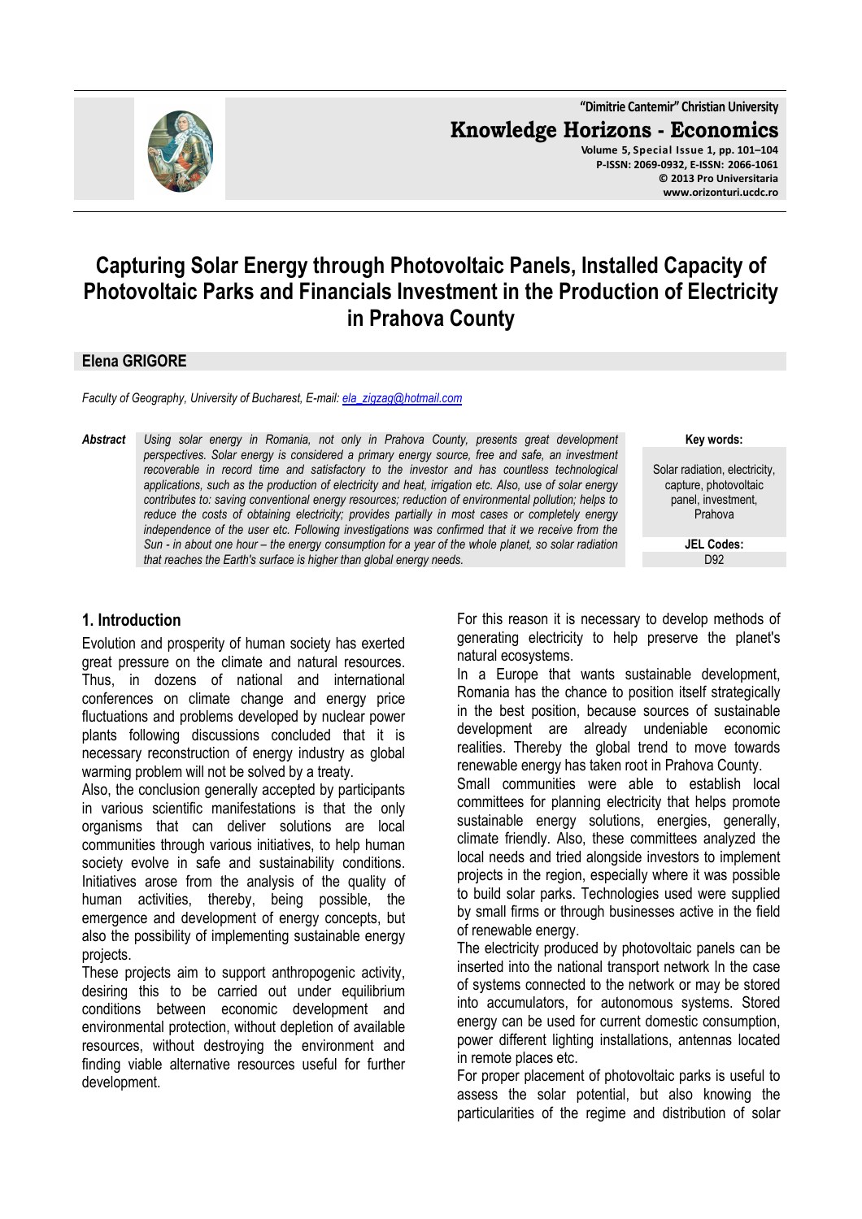# Capturing Solar Energy through Photovoltaic Panels, Installed Capacity of Photovoltaic Parks and Financials Investment in the Production of Electricity in Prahova County

**Elena GRIGORE**

*Faculty of Geography, University of Bucharest, E-mail: ela_zigzag@hotmail.com*

***Abstract*** *Using solar energy in Romania, not only in Prahova County, presents great development perspectives. Solar energy is considered a primary energy source, free and safe, an investment recoverable in record time and satisfactory to the investor and has countless technological applications, such as the production of electricity and heat, irrigation etc. Also, use of solar energy contributes to: saving conventional energy resources; reduction of environmental pollution; helps to reduce the costs of obtaining electricity; provides partially in most cases or completely energy independence of the user etc. Following investigations was confirmed that it we receive from the Sun - in about one hour – the energy consumption for a year of the whole planet, so solar radiation that reaches the Earth's surface is higher than global energy needs.*

**Key words:**

Solar radiation, electricity, capture, photovoltaic panel, investment, Prahova

**JEL Codes:**

D92

## 1. Introduction

Evolution and prosperity of human society has exerted great pressure on the climate and natural resources. Thus, in dozens of national and international conferences on climate change and energy price fluctuations and problems developed by nuclear power plants following discussions concluded that it is necessary reconstruction of energy industry as global warming problem will not be solved by a treaty.

Also, the conclusion generally accepted by participants in various scientific manifestations is that the only organisms that can deliver solutions are local communities through various initiatives, to help human society evolve in safe and sustainability conditions. Initiatives arose from the analysis of the quality of human activities, thereby, being possible, the emergence and development of energy concepts, but also the possibility of implementing sustainable energy projects.

These projects aim to support anthropogenic activity, desiring this to be carried out under equilibrium conditions between economic development and environmental protection, without depletion of available resources, without destroying the environment and finding viable alternative resources useful for further development.

For this reason it is necessary to develop methods of generating electricity to help preserve the planet's natural ecosystems.

In a Europe that wants sustainable development, Romania has the chance to position itself strategically in the best position, because sources of sustainable development are already undeniable economic realities. Thereby the global trend to move towards renewable energy has taken root in Prahova County.

Small communities were able to establish local committees for planning electricity that helps promote sustainable energy solutions, energies, generally, climate friendly. Also, these committees analyzed the local needs and tried alongside investors to implement projects in the region, especially where it was possible to build solar parks. Technologies used were supplied by small firms or through businesses active in the field of renewable energy.

The electricity produced by photovoltaic panels can be inserted into the national transport network In the case of systems connected to the network or may be stored into accumulators, for autonomous systems. Stored energy can be used for current domestic consumption, power different lighting installations, antennas located in remote places etc.

For proper placement of photovoltaic parks is useful to assess the solar potential, but also knowing the particularities of the regime and distribution of solar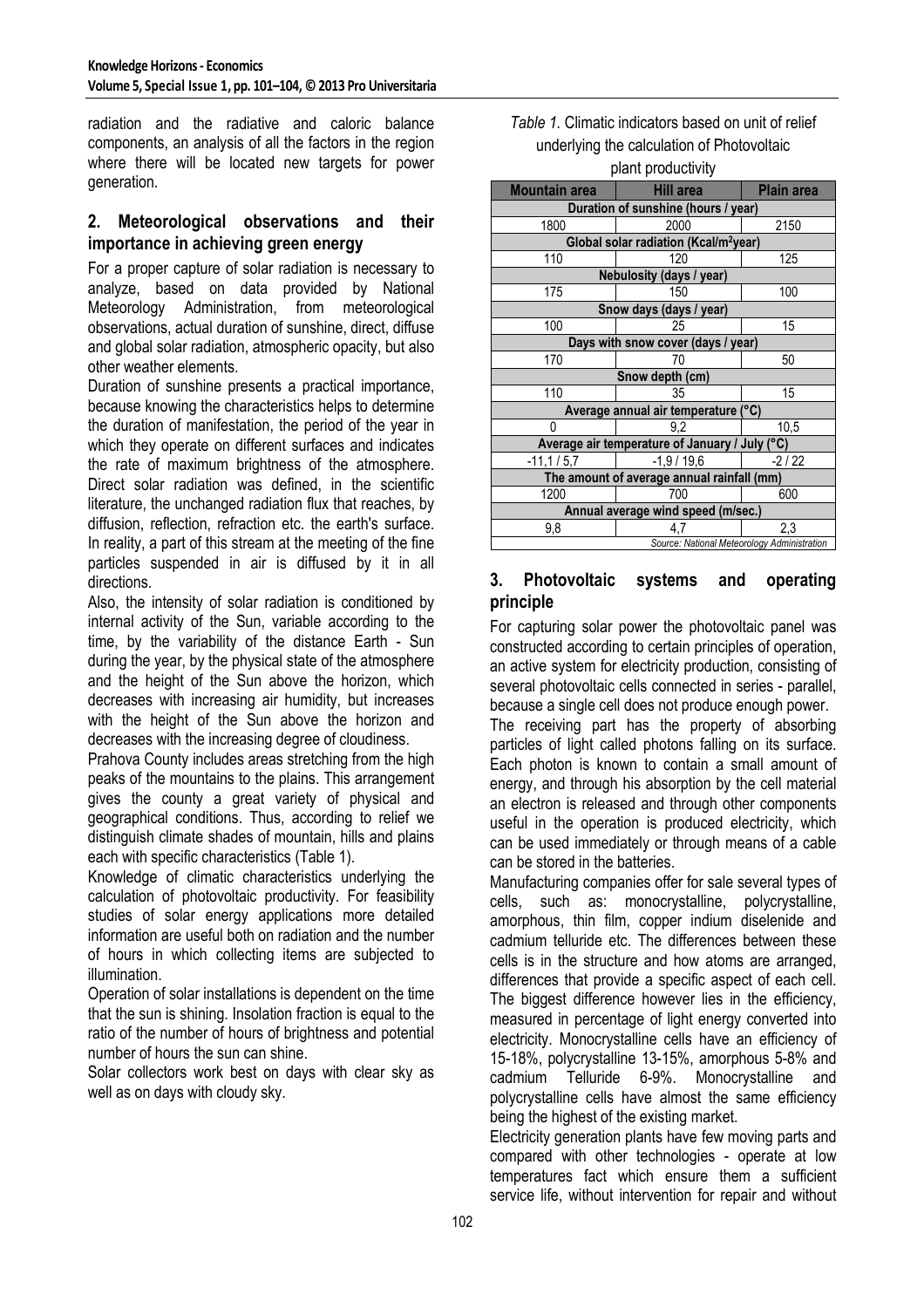radiation and the radiative and caloric balance components, an analysis of all the factors in the region where there will be located new targets for power generation.

## 2. Meteorological observations and their importance in achieving green energy

For a proper capture of solar radiation is necessary to analyze, based on data provided by National Meteorology Administration, from meteorological observations, actual duration of sunshine, direct, diffuse and global solar radiation, atmospheric opacity, but also other weather elements.

Duration of sunshine presents a practical importance, because knowing the characteristics helps to determine the duration of manifestation, the period of the year in which they operate on different surfaces and indicates the rate of maximum brightness of the atmosphere. Direct solar radiation was defined, in the scientific literature, the unchanged radiation flux that reaches, by diffusion, reflection, refraction etc. the earth's surface. In reality, a part of this stream at the meeting of the fine particles suspended in air is diffused by it in all directions.

Also, the intensity of solar radiation is conditioned by internal activity of the Sun, variable according to the time, by the variability of the distance Earth - Sun during the year, by the physical state of the atmosphere and the height of the Sun above the horizon, which decreases with increasing air humidity, but increases with the height of the Sun above the horizon and decreases with the increasing degree of cloudiness.

Prahova County includes areas stretching from the high peaks of the mountains to the plains. This arrangement gives the county a great variety of physical and geographical conditions. Thus, according to relief we distinguish climate shades of mountain, hills and plains each with specific characteristics (Table 1).

Knowledge of climatic characteristics underlying the calculation of photovoltaic productivity. For feasibility studies of solar energy applications more detailed information are useful both on radiation and the number of hours in which collecting items are subjected to illumination.

Operation of solar installations is dependent on the time that the sun is shining. Insolation fraction is equal to the ratio of the number of hours of brightness and potential number of hours the sun can shine.

Solar collectors work best on days with clear sky as well as on days with cloudy sky.

*Table 1.* Climatic indicators based on unit of relief underlying the calculation of Photovoltaic plant productivity

| Mountain area | Hill area | Plain area |
|---|---|---|
| **Duration of sunshine (hours / year)** | | |
| 1800 | 2000 | 2150 |
| **Global solar radiation (Kcal/m²year)** | | |
| 110 | 120 | 125 |
| **Nebulosity (days / year)** | | |
| 175 | 150 | 100 |
| **Snow days (days / year)** | | |
| 100 | 25 | 15 |
| **Days with snow cover (days / year)** | | |
| 170 | 70 | 50 |
| **Snow depth (cm)** | | |
| 110 | 35 | 15 |
| **Average annual air temperature (°C)** | | |
| 0 | 9,2 | 10,5 |
| **Average air temperature of January / July (°C)** | | |
| -11,1 / 5,7 | -1,9 / 19,6 | -2 / 22 |
| **The amount of average annual rainfall (mm)** | | |
| 1200 | 700 | 600 |
| **Annual average wind speed (m/sec.)** | | |
| 9,8 | 4,7 | 2,3 |

*Source: National Meteorology Administration*

## 3. Photovoltaic systems and operating principle

For capturing solar power the photovoltaic panel was constructed according to certain principles of operation, an active system for electricity production, consisting of several photovoltaic cells connected in series - parallel, because a single cell does not produce enough power.

The receiving part has the property of absorbing particles of light called photons falling on its surface. Each photon is known to contain a small amount of energy, and through his absorption by the cell material an electron is released and through other components useful in the operation is produced electricity, which can be used immediately or through means of a cable can be stored in the batteries.

Manufacturing companies offer for sale several types of cells, such as: monocrystalline, polycrystalline, amorphous, thin film, copper indium diselenide and cadmium telluride etc. The differences between these cells is in the structure and how atoms are arranged, differences that provide a specific aspect of each cell. The biggest difference however lies in the efficiency, measured in percentage of light energy converted into electricity. Monocrystalline cells have an efficiency of 15-18%, polycrystalline 13-15%, amorphous 5-8% and cadmium Telluride 6-9%. Monocrystalline and polycrystalline cells have almost the same efficiency being the highest of the existing market.

Electricity generation plants have few moving parts and compared with other technologies - operate at low temperatures fact which ensure them a sufficient service life, without intervention for repair and without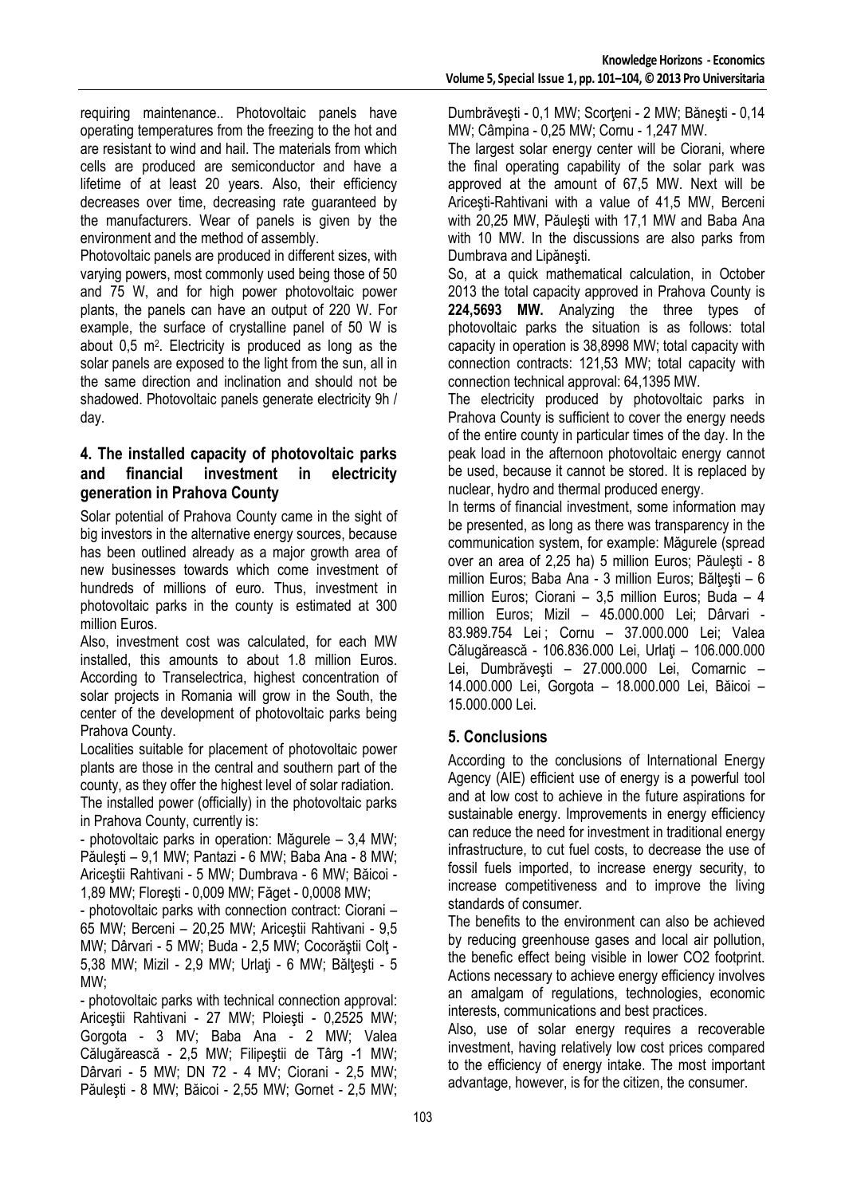requiring maintenance.. Photovoltaic panels have operating temperatures from the freezing to the hot and are resistant to wind and hail. The materials from which cells are produced are semiconductor and have a lifetime of at least 20 years. Also, their efficiency decreases over time, decreasing rate guaranteed by the manufacturers. Wear of panels is given by the environment and the method of assembly.

Photovoltaic panels are produced in different sizes, with varying powers, most commonly used being those of 50 and 75 W, and for high power photovoltaic power plants, the panels can have an output of 220 W. For example, the surface of crystalline panel of 50 W is about 0,5 $m^2$. Electricity is produced as long as the solar panels are exposed to the light from the sun, all in the same direction and inclination and should not be shadowed. Photovoltaic panels generate electricity 9h / day.

## 4. The installed capacity of photovoltaic parks and financial investment in electricity generation in Prahova County

Solar potential of Prahova County came in the sight of big investors in the alternative energy sources, because has been outlined already as a major growth area of new businesses towards which come investment of hundreds of millions of euro. Thus, investment in photovoltaic parks in the county is estimated at 300 million Euros.

Also, investment cost was calculated, for each MW installed, this amounts to about 1.8 million Euros. According to Transelectrica, highest concentration of solar projects in Romania will grow in the South, the center of the development of photovoltaic parks being Prahova County.

Localities suitable for placement of photovoltaic power plants are those in the central and southern part of the county, as they offer the highest level of solar radiation.

The installed power (officially) in the photovoltaic parks in Prahova County, currently is:

- photovoltaic parks in operation: Măgurele – 3,4 MW; Păuleşti – 9,1 MW; Pantazi - 6 MW; Baba Ana - 8 MW; Ariceştii Rahtivani - 5 MW; Dumbrava - 6 MW; Băicoi - 1,89 MW; Floreşti - 0,009 MW; Făget - 0,0008 MW;
- photovoltaic parks with connection contract: Ciorani – 65 MW; Berceni – 20,25 MW; Ariceştii Rahtivani - 9,5 MW; Dârvari - 5 MW; Buda - 2,5 MW; Cocorăştii Colţ - 5,38 MW; Mizil - 2,9 MW; Urlaţi - 6 MW; Bălţeşti - 5 MW;
- photovoltaic parks with technical connection approval: Ariceştii Rahtivani - 27 MW; Ploieşti - 0,2525 MW; Gorgota - 3 MV; Baba Ana - 2 MW; Valea Călugărească - 2,5 MW; Filipeştii de Târg -1 MW; Dârvari - 5 MW; DN 72 - 4 MV; Ciorani - 2,5 MW; Păuleşti - 8 MW; Băicoi - 2,55 MW; Gornet - 2,5 MW; Dumbrăveşti - 0,1 MW; Scorţeni - 2 MW; Băneşti - 0,14 MW; Câmpina - 0,25 MW; Cornu - 1,247 MW.

The largest solar energy center will be Ciorani, where the final operating capability of the solar park was approved at the amount of 67,5 MW. Next will be Ariceşti-Rahtivani with a value of 41,5 MW, Berceni with 20,25 MW, Păuleşti with 17,1 MW and Baba Ana with 10 MW. In the discussions are also parks from Dumbrava and Lipăneşti.

So, at a quick mathematical calculation, in October 2013 the total capacity approved in Prahova County is **224,5693 MW.** Analyzing the three types of photovoltaic parks the situation is as follows: total capacity in operation is 38,8998 MW; total capacity with connection contracts: 121,53 MW; total capacity with connection technical approval: 64,1395 MW.

The electricity produced by photovoltaic parks in Prahova County is sufficient to cover the energy needs of the entire county in particular times of the day. In the peak load in the afternoon photovoltaic energy cannot be used, because it cannot be stored. It is replaced by nuclear, hydro and thermal produced energy.

In terms of financial investment, some information may be presented, as long as there was transparency in the communication system, for example: Măgurele (spread over an area of 2,25 ha) 5 million Euros; Păuleşti - 8 million Euros; Baba Ana - 3 million Euros; Bălţeşti – 6 million Euros; Ciorani – 3,5 million Euros; Buda – 4 million Euros; Mizil – 45.000.000 Lei; Dârvari - 83.989.754 Lei ; Cornu – 37.000.000 Lei; Valea Călugărească - 106.836.000 Lei, Urlaţi – 106.000.000 Lei, Dumbrăveşti – 27.000.000 Lei, Comarnic – 14.000.000 Lei, Gorgota – 18.000.000 Lei, Băicoi – 15.000.000 Lei.

## 5. Conclusions

According to the conclusions of International Energy Agency (AIE) efficient use of energy is a powerful tool and at low cost to achieve in the future aspirations for sustainable energy. Improvements in energy efficiency can reduce the need for investment in traditional energy infrastructure, to cut fuel costs, to decrease the use of fossil fuels imported, to increase energy security, to increase competitiveness and to improve the living standards of consumer.

The benefits to the environment can also be achieved by reducing greenhouse gases and local air pollution, the benefic effect being visible in lower $CO_2$ footprint. Actions necessary to achieve energy efficiency involves an amalgam of regulations, technologies, economic interests, communications and best practices.

Also, use of solar energy requires a recoverable investment, having relatively low cost prices compared to the efficiency of energy intake. The most important advantage, however, is for the citizen, the consumer.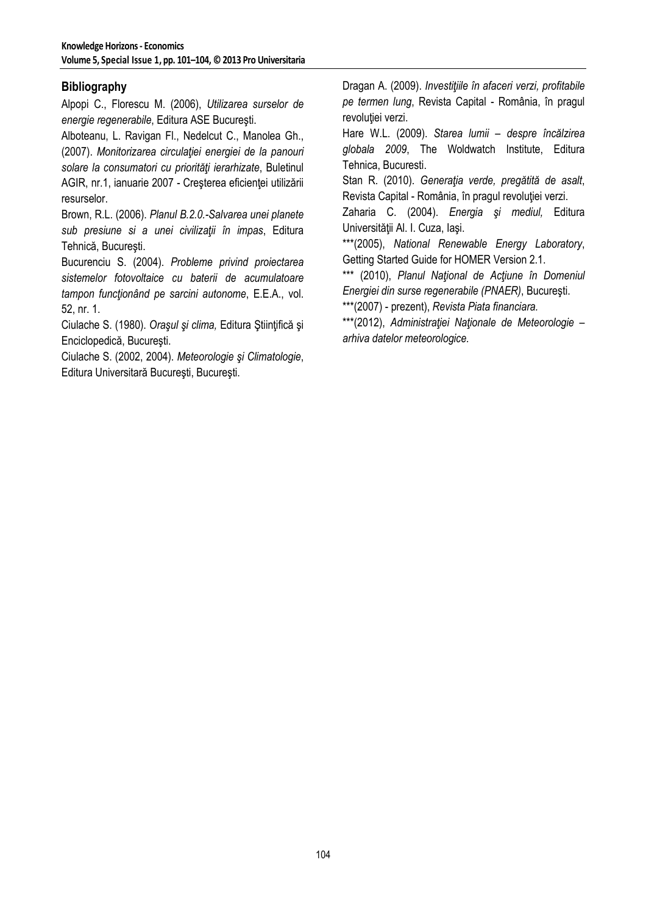## Bibliography

Alpopi C., Florescu M. (2006), *Utilizarea surselor de energie regenerabile*, Editura ASE Bucureşti.

Alboteanu, L. Ravigan Fl., Nedelcut C., Manolea Gh., (2007). *Monitorizarea circulaţiei energiei de la panouri solare la consumatori cu priorităţi ierarhizate*, Buletinul AGIR, nr.1, ianuarie 2007 - Creşterea eficienţei utilizării resurselor.

Brown, R.L. (2006). *Planul B.2.0.-Salvarea unei planete sub presiune si a unei civilizaţii în impas*, Editura Tehnică, Bucureşti.

Bucurenciu S. (2004). *Probleme privind proiectarea sistemelor fotovoltaice cu baterii de acumulatoare tampon funcţionând pe sarcini autonome*, E.E.A., vol. 52, nr. 1.

Ciulache S. (1980). *Oraşul şi clima,* Editura Ştiinţifică şi Enciclopedică, Bucureşti.

Ciulache S. (2002, 2004). *Meteorologie şi Climatologie*, Editura Universitară Bucureşti, Bucureşti.

Dragan A. (2009). *Investiţiile în afaceri verzi, profitabile pe termen lung*, Revista Capital - România, în pragul revoluţiei verzi.

Hare W.L. (2009). *Starea lumii – despre încălzirea globala 2009*, The Woldwatch Institute, Editura Tehnica, Bucuresti.

Stan R. (2010). *Generaţia verde, pregătită de asalt*, Revista Capital - România, în pragul revoluţiei verzi.

Zaharia C. (2004). *Energia şi mediul,* Editura Universităţii Al. I. Cuza, Iaşi.

***(2005), *National Renewable Energy Laboratory*, Getting Started Guide for HOMER Version 2.1.

*** (2010), *Planul Naţional de Acţiune în Domeniul Energiei din surse regenerabile (PNAER)*, Bucureşti.

***(2007) - prezent), *Revista Piata financiara.*

***(2012), *Administraţiei Naţionale de Meteorologie – arhiva datelor meteorologice.*